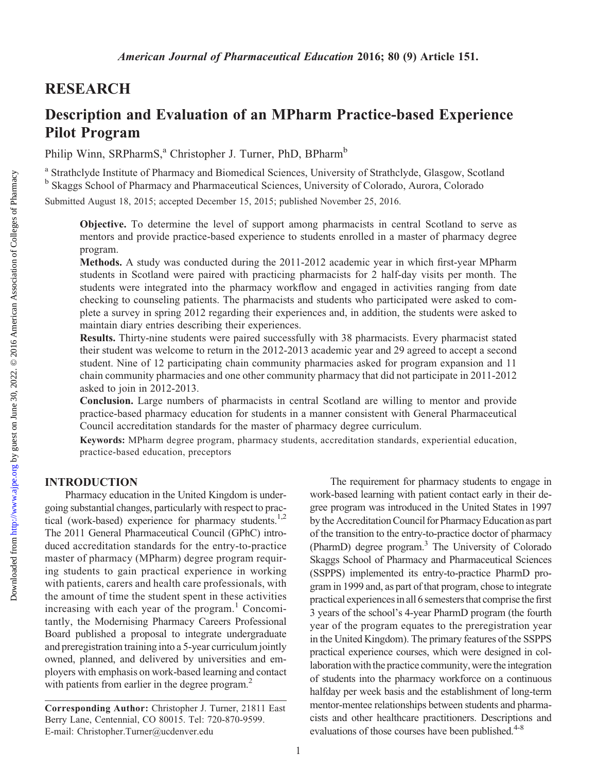# RESEARCH

# Description and Evaluation of an MPharm Practice-based Experience Pilot Program

Philip Winn, SRPharmS,[a] Christopher J. Turner, PhD, BPharm[b]

[a] Strathclyde Institute of Pharmacy and Biomedical Sciences, University of Strathclyde, Glasgow, Scotland
[b] Skaggs School of Pharmacy and Pharmaceutical Sciences, University of Colorado, Aurora, Colorado

Submitted August 18, 2015; accepted December 15, 2015; published November 25, 2016.

**Objective.** To determine the level of support among pharmacists in central Scotland to serve as mentors and provide practice-based experience to students enrolled in a master of pharmacy degree program.

**Methods.** A study was conducted during the 2011-2012 academic year in which first-year MPharm students in Scotland were paired with practicing pharmacists for 2 half-day visits per month. The students were integrated into the pharmacy workflow and engaged in activities ranging from date checking to counseling patients. The pharmacists and students who participated were asked to complete a survey in spring 2012 regarding their experiences and, in addition, the students were asked to maintain diary entries describing their experiences.

**Results.** Thirty-nine students were paired successfully with 38 pharmacists. Every pharmacist stated their student was welcome to return in the 2012-2013 academic year and 29 agreed to accept a second student. Nine of 12 participating chain community pharmacies asked for program expansion and 11 chain community pharmacies and one other community pharmacy that did not participate in 2011-2012 asked to join in 2012-2013.

**Conclusion.** Large numbers of pharmacists in central Scotland are willing to mentor and provide practice-based pharmacy education for students in a manner consistent with General Pharmaceutical Council accreditation standards for the master of pharmacy degree curriculum.

**Keywords:** MPharm degree program, pharmacy students, accreditation standards, experiential education, practice-based education, preceptors

## INTRODUCTION

Pharmacy education in the United Kingdom is undergoing substantial changes, particularly with respect to practical (work-based) experience for pharmacy students.[1,2] The 2011 General Pharmaceutical Council (GPhC) introduced accreditation standards for the entry-to-practice master of pharmacy (MPharm) degree program requiring students to gain practical experience in working with patients, carers and health care professionals, with the amount of time the student spent in these activities increasing with each year of the program.[1] Concomitantly, the Modernising Pharmacy Careers Professional Board published a proposal to integrate undergraduate and preregistration training into a 5-year curriculum jointly owned, planned, and delivered by universities and employers with emphasis on work-based learning and contact with patients from earlier in the degree program.[2]

The requirement for pharmacy students to engage in work-based learning with patient contact early in their degree program was introduced in the United States in 1997 by the Accreditation Council for Pharmacy Education as part of the transition to the entry-to-practice doctor of pharmacy (PharmD) degree program.[3] The University of Colorado Skaggs School of Pharmacy and Pharmaceutical Sciences (SSPPS) implemented its entry-to-practice PharmD program in 1999 and, as part of that program, chose to integrate practical experiences in all 6 semesters that comprise the first 3 years of the school's 4-year PharmD program (the fourth year of the program equates to the preregistration year in the United Kingdom). The primary features of the SSPPS practical experience courses, which were designed in collaboration with the practice community, were the integration of students into the pharmacy workforce on a continuous halfday per week basis and the establishment of long-term mentor-mentee relationships between students and pharmacists and other healthcare practitioners. Descriptions and evaluations of those courses have been published.[4-8]

**Corresponding Author:** Christopher J. Turner, 21811 East Berry Lane, Centennial, CO 80015. Tel: 720-870-9599. E-mail: Christopher.Turner@ucdenver.edu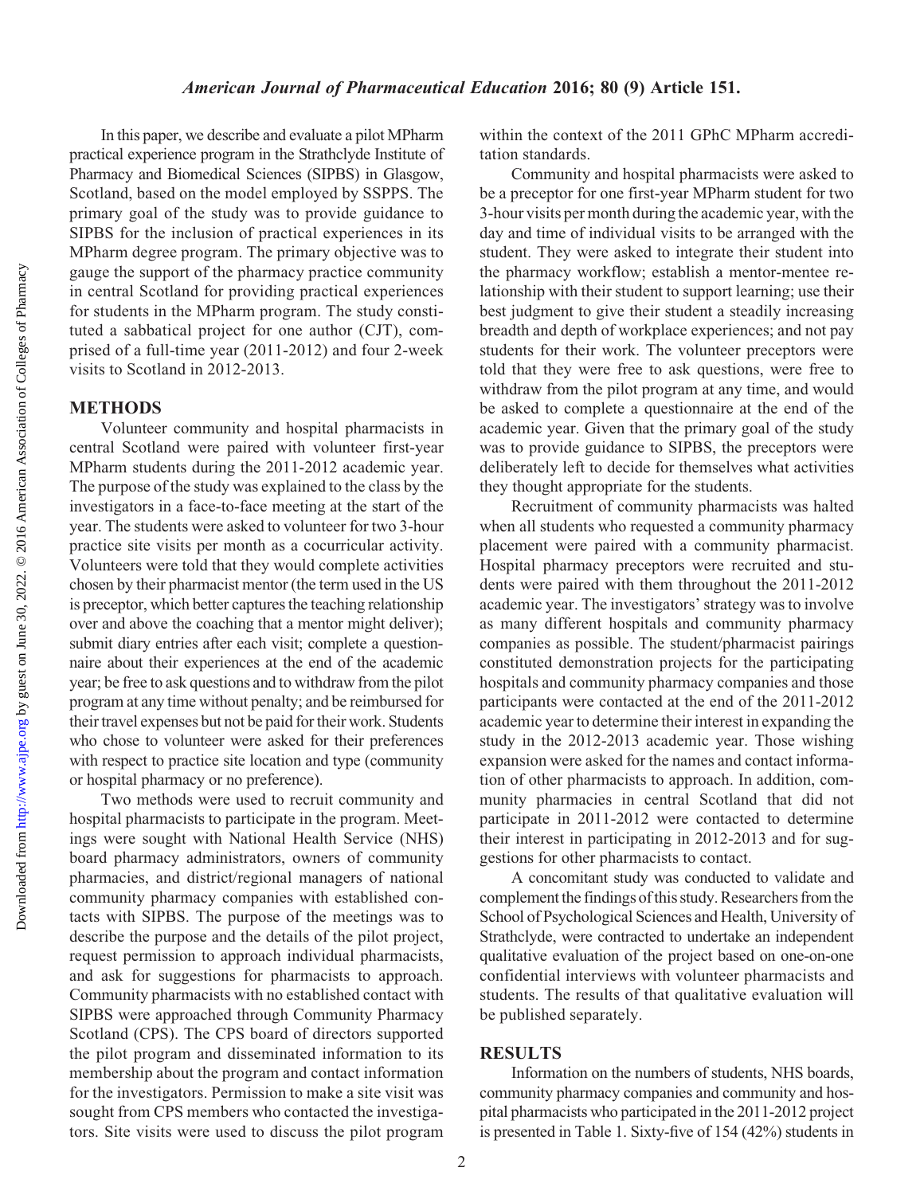In this paper, we describe and evaluate a pilot MPharm practical experience program in the Strathclyde Institute of Pharmacy and Biomedical Sciences (SIPBS) in Glasgow, Scotland, based on the model employed by SSPPS. The primary goal of the study was to provide guidance to SIPBS for the inclusion of practical experiences in its MPharm degree program. The primary objective was to gauge the support of the pharmacy practice community in central Scotland for providing practical experiences for students in the MPharm program. The study constituted a sabbatical project for one author (CJT), comprised of a full-time year (2011-2012) and four 2-week visits to Scotland in 2012-2013.

## METHODS

Volunteer community and hospital pharmacists in central Scotland were paired with volunteer first-year MPharm students during the 2011-2012 academic year. The purpose of the study was explained to the class by the investigators in a face-to-face meeting at the start of the year. The students were asked to volunteer for two 3-hour practice site visits per month as a cocurricular activity. Volunteers were told that they would complete activities chosen by their pharmacist mentor (the term used in the US is preceptor, which better captures the teaching relationship over and above the coaching that a mentor might deliver); submit diary entries after each visit; complete a questionnaire about their experiences at the end of the academic year; be free to ask questions and to withdraw from the pilot program at any time without penalty; and be reimbursed for their travel expenses but not be paid for their work. Students who chose to volunteer were asked for their preferences with respect to practice site location and type (community or hospital pharmacy or no preference).

Two methods were used to recruit community and hospital pharmacists to participate in the program. Meetings were sought with National Health Service (NHS) board pharmacy administrators, owners of community pharmacies, and district/regional managers of national community pharmacy companies with established contacts with SIPBS. The purpose of the meetings was to describe the purpose and the details of the pilot project, request permission to approach individual pharmacists, and ask for suggestions for pharmacists to approach. Community pharmacists with no established contact with SIPBS were approached through Community Pharmacy Scotland (CPS). The CPS board of directors supported the pilot program and disseminated information to its membership about the program and contact information for the investigators. Permission to make a site visit was sought from CPS members who contacted the investigators. Site visits were used to discuss the pilot program within the context of the 2011 GPhC MPharm accreditation standards.

Community and hospital pharmacists were asked to be a preceptor for one first-year MPharm student for two 3-hour visits per month during the academic year, with the day and time of individual visits to be arranged with the student. They were asked to integrate their student into the pharmacy workflow; establish a mentor-mentee relationship with their student to support learning; use their best judgment to give their student a steadily increasing breadth and depth of workplace experiences; and not pay students for their work. The volunteer preceptors were told that they were free to ask questions, were free to withdraw from the pilot program at any time, and would be asked to complete a questionnaire at the end of the academic year. Given that the primary goal of the study was to provide guidance to SIPBS, the preceptors were deliberately left to decide for themselves what activities they thought appropriate for the students.

Recruitment of community pharmacists was halted when all students who requested a community pharmacy placement were paired with a community pharmacist. Hospital pharmacy preceptors were recruited and students were paired with them throughout the 2011-2012 academic year. The investigators' strategy was to involve as many different hospitals and community pharmacy companies as possible. The student/pharmacist pairings constituted demonstration projects for the participating hospitals and community pharmacy companies and those participants were contacted at the end of the 2011-2012 academic year to determine their interest in expanding the study in the 2012-2013 academic year. Those wishing expansion were asked for the names and contact information of other pharmacists to approach. In addition, community pharmacies in central Scotland that did not participate in 2011-2012 were contacted to determine their interest in participating in 2012-2013 and for suggestions for other pharmacists to contact.

A concomitant study was conducted to validate and complement the findings of this study. Researchers from the School of Psychological Sciences and Health, University of Strathclyde, were contracted to undertake an independent qualitative evaluation of the project based on one-on-one confidential interviews with volunteer pharmacists and students. The results of that qualitative evaluation will be published separately.

## RESULTS

Information on the numbers of students, NHS boards, community pharmacy companies and community and hospital pharmacists who participated in the 2011-2012 project is presented in Table 1. Sixty-five of 154 (42%) students in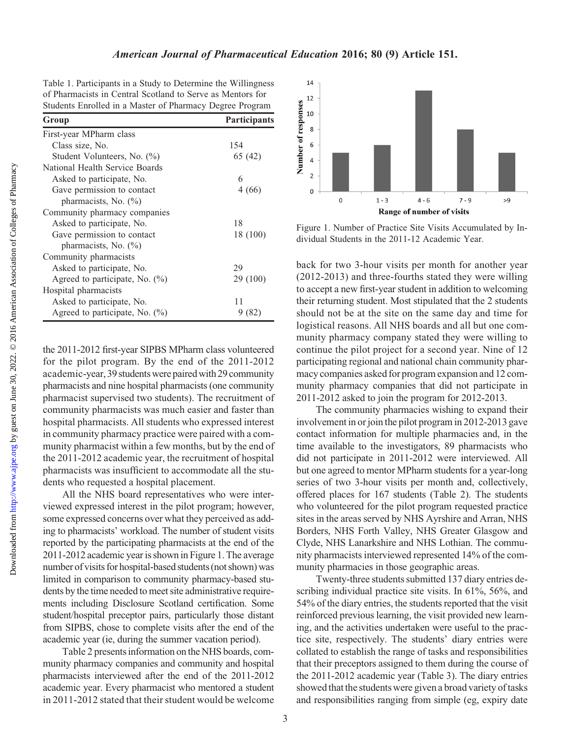Table 1. Participants in a Study to Determine the Willingness of Pharmacists in Central Scotland to Serve as Mentors for Students Enrolled in a Master of Pharmacy Degree Program

| Group | Participants |
|---|---|
| First-year MPharm class | |
| Class size, No. | 154 |
| Student Volunteers, No. (%) | 65 (42) |
| National Health Service Boards | |
| Asked to participate, No. | 6 |
| Gave permission to contact pharmacists, No. (%) | 4 (66) |
| Community pharmacy companies | |
| Asked to participate, No. | 18 |
| Gave permission to contact pharmacists, No. (%) | 18 (100) |
| Community pharmacists | |
| Asked to participate, No. | 29 |
| Agreed to participate, No. (%) | 29 (100) |
| Hospital pharmacists | |
| Asked to participate, No. | 11 |
| Agreed to participate, No. (%) | 9 (82) |

the 2011-2012 first-year SIPBS MPharm class volunteered for the pilot program. By the end of the 2011-2012 academic-year, 39 students were paired with 29 community pharmacists and nine hospital pharmacists (one community pharmacist supervised two students). The recruitment of community pharmacists was much easier and faster than hospital pharmacists. All students who expressed interest in community pharmacy practice were paired with a community pharmacist within a few months, but by the end of the 2011-2012 academic year, the recruitment of hospital pharmacists was insufficient to accommodate all the students who requested a hospital placement.

All the NHS board representatives who were interviewed expressed interest in the pilot program; however, some expressed concerns over what they perceived as adding to pharmacists' workload. The number of student visits reported by the participating pharmacists at the end of the 2011-2012 academic year is shown in Figure 1. The average number of visits for hospital-based students (not shown) was limited in comparison to community pharmacy-based students by the time needed to meet site administrative requirements including Disclosure Scotland certification. Some student/hospital preceptor pairs, particularly those distant from SIPBS, chose to complete visits after the end of the academic year (ie, during the summer vacation period).

Table 2 presents information on the NHS boards, community pharmacy companies and community and hospital pharmacists interviewed after the end of the 2011-2012 academic year. Every pharmacist who mentored a student in 2011-2012 stated that their student would be welcome back for two 3-hour visits per month for another year (2012-2013) and three-fourths stated they were willing to accept a new first-year student in addition to welcoming their returning student. Most stipulated that the 2 students should not be at the site on the same day and time for logistical reasons. All NHS boards and all but one community pharmacy company stated they were willing to continue the pilot project for a second year. Nine of 12 participating regional and national chain community pharmacy companies asked for program expansion and 12 community pharmacy companies that did not participate in 2011-2012 asked to join the program for 2012-2013.

Figure 1. Number of Practice Site Visits Accumulated by Individual Students in the 2011-12 Academic Year.

The community pharmacies wishing to expand their involvement in or join the pilot program in 2012-2013 gave contact information for multiple pharmacies and, in the time available to the investigators, 89 pharmacists who did not participate in 2011-2012 were interviewed. All but one agreed to mentor MPharm students for a year-long series of two 3-hour visits per month and, collectively, offered places for 167 students (Table 2). The students who volunteered for the pilot program requested practice sites in the areas served by NHS Ayrshire and Arran, NHS Borders, NHS Forth Valley, NHS Greater Glasgow and Clyde, NHS Lanarkshire and NHS Lothian. The community pharmacists interviewed represented 14% of the community pharmacies in those geographic areas.

Twenty-three students submitted 137 diary entries describing individual practice site visits. In 61%, 56%, and 54% of the diary entries, the students reported that the visit reinforced previous learning, the visit provided new learning, and the activities undertaken were useful to the practice site, respectively. The students' diary entries were collated to establish the range of tasks and responsibilities that their preceptors assigned to them during the course of the 2011-2012 academic year (Table 3). The diary entries showed that the students were given a broad variety of tasks and responsibilities ranging from simple (eg, expiry date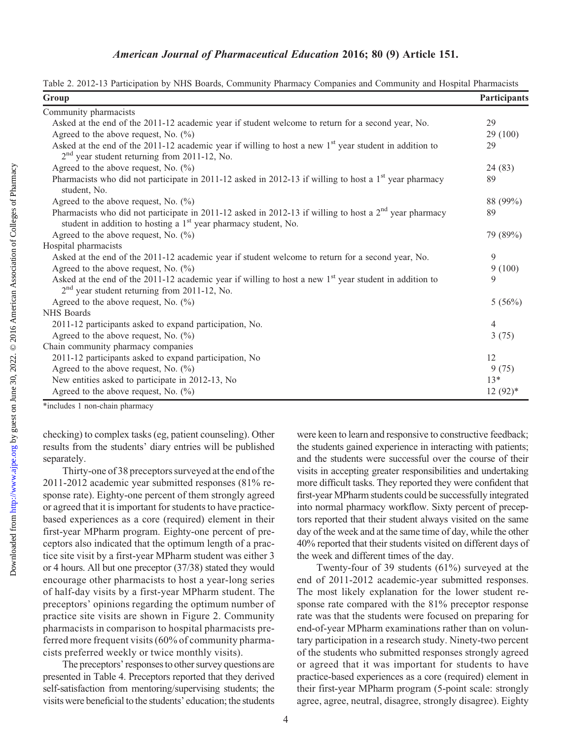Table 2. 2012-13 Participation by NHS Boards, Community Pharmacy Companies and Community and Hospital Pharmacists

| Group | Participants |
|---|---|
| Community pharmacists | |
| Asked at the end of the 2011-12 academic year if student welcome to return for a second year, No. | 29 |
| Agreed to the above request, No. (%) | 29 (100) |
| Asked at the end of the 2011-12 academic year if willing to host a new 1st year student in addition to 2nd year student returning from 2011-12, No. | 29 |
| Agreed to the above request, No. (%) | 24 (83) |
| Pharmacists who did not participate in 2011-12 asked in 2012-13 if willing to host a 1st year pharmacy student, No. | 89 |
| Agreed to the above request, No. (%) | 88 (99%) |
| Pharmacists who did not participate in 2011-12 asked in 2012-13 if willing to host a 2nd year pharmacy student in addition to hosting a 1st year pharmacy student, No. | 89 |
| Agreed to the above request, No. (%) | 79 (89%) |
| Hospital pharmacists | |
| Asked at the end of the 2011-12 academic year if student welcome to return for a second year, No. | 9 |
| Agreed to the above request, No. (%) | 9 (100) |
| Asked at the end of the 2011-12 academic year if willing to host a new 1st year student in addition to 2nd year student returning from 2011-12, No. | 9 |
| Agreed to the above request, No. (%) | 5 (56%) |
| NHS Boards | |
| 2011-12 participants asked to expand participation, No. | 4 |
| Agreed to the above request, No. (%) | 3 (75) |
| Chain community pharmacy companies | |
| 2011-12 participants asked to expand participation, No | 12 |
| Agreed to the above request, No. (%) | 9 (75) |
| New entities asked to participate in 2012-13, No | 13* |
| Agreed to the above request, No. (%) | 12 (92)* |

*includes 1 non-chain pharmacy

checking) to complex tasks (eg, patient counseling). Other results from the students' diary entries will be published separately.

Thirty-one of 38 preceptors surveyed at the end of the 2011-2012 academic year submitted responses (81% response rate). Eighty-one percent of them strongly agreed or agreed that it is important for students to have practice-based experiences as a core (required) element in their first-year MPharm program. Eighty-one percent of preceptors also indicated that the optimum length of a practice site visit by a first-year MPharm student was either 3 or 4 hours. All but one preceptor (37/38) stated they would encourage other pharmacists to host a year-long series of half-day visits by a first-year MPharm student. The preceptors' opinions regarding the optimum number of practice site visits are shown in Figure 2. Community pharmacists in comparison to hospital pharmacists preferred more frequent visits (60% of community pharmacists preferred weekly or twice monthly visits).

The preceptors' responses to other survey questions are presented in Table 4. Preceptors reported that they derived self-satisfaction from mentoring/supervising students; the visits were beneficial to the students' education; the students were keen to learn and responsive to constructive feedback; the students gained experience in interacting with patients; and the students were successful over the course of their visits in accepting greater responsibilities and undertaking more difficult tasks. They reported they were confident that first-year MPharm students could be successfully integrated into normal pharmacy workflow. Sixty percent of preceptors reported that their student always visited on the same day of the week and at the same time of day, while the other 40% reported that their students visited on different days of the week and different times of the day.

Twenty-four of 39 students (61%) surveyed at the end of 2011-2012 academic-year submitted responses. The most likely explanation for the lower student response rate compared with the 81% preceptor response rate was that the students were focused on preparing for end-of-year MPharm examinations rather than on voluntary participation in a research study. Ninety-two percent of the students who submitted responses strongly agreed or agreed that it was important for students to have practice-based experiences as a core (required) element in their first-year MPharm program (5-point scale: strongly agree, agree, neutral, disagree, strongly disagree). Eighty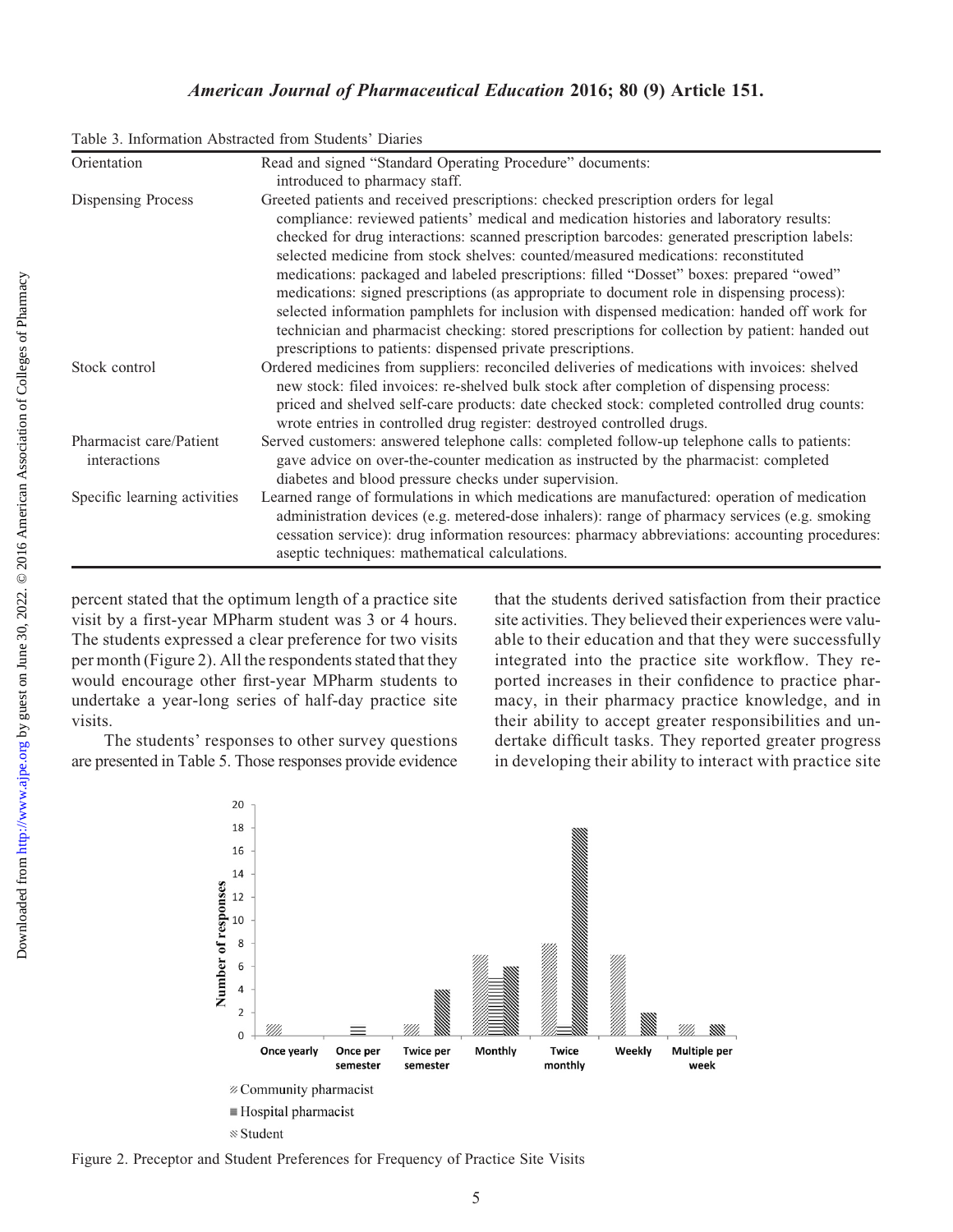Table 3. Information Abstracted from Students' Diaries

| | |
|---|---|
| Orientation | Read and signed "Standard Operating Procedure" documents: introduced to pharmacy staff. |
| Dispensing Process | Greeted patients and received prescriptions: checked prescription orders for legal compliance: reviewed patients' medical and medication histories and laboratory results: checked for drug interactions: scanned prescription barcodes: generated prescription labels: selected medicine from stock shelves: counted/measured medications: reconstituted medications: packaged and labeled prescriptions: filled "Dosset" boxes: prepared "owed" medications: signed prescriptions (as appropriate to document role in dispensing process): selected information pamphlets for inclusion with dispensed medication: handed off work for technician and pharmacist checking: stored prescriptions for collection by patient: handed out prescriptions to patients: dispensed private prescriptions. |
| Stock control | Ordered medicines from suppliers: reconciled deliveries of medications with invoices: shelved new stock: filed invoices: re-shelved bulk stock after completion of dispensing process: priced and shelved self-care products: date checked stock: completed controlled drug counts: wrote entries in controlled drug register: destroyed controlled drugs. |
| Pharmacist care/Patient interactions | Served customers: answered telephone calls: completed follow-up telephone calls to patients: gave advice on over-the-counter medication as instructed by the pharmacist: completed diabetes and blood pressure checks under supervision. |
| Specific learning activities | Learned range of formulations in which medications are manufactured: operation of medication administration devices (e.g. metered-dose inhalers): range of pharmacy services (e.g. smoking cessation service): drug information resources: pharmacy abbreviations: accounting procedures: aseptic techniques: mathematical calculations. |

percent stated that the optimum length of a practice site visit by a first-year MPharm student was 3 or 4 hours. The students expressed a clear preference for two visits per month (Figure 2). All the respondents stated that they would encourage other first-year MPharm students to undertake a year-long series of half-day practice site visits.

The students' responses to other survey questions are presented in Table 5. Those responses provide evidence that the students derived satisfaction from their practice site activities. They believed their experiences were valuable to their education and that they were successfully integrated into the practice site workflow. They reported increases in their confidence to practice pharmacy, in their pharmacy practice knowledge, and in their ability to accept greater responsibilities and undertake difficult tasks. They reported greater progress in developing their ability to interact with practice site

Figure 2. Preceptor and Student Preferences for Frequency of Practice Site Visits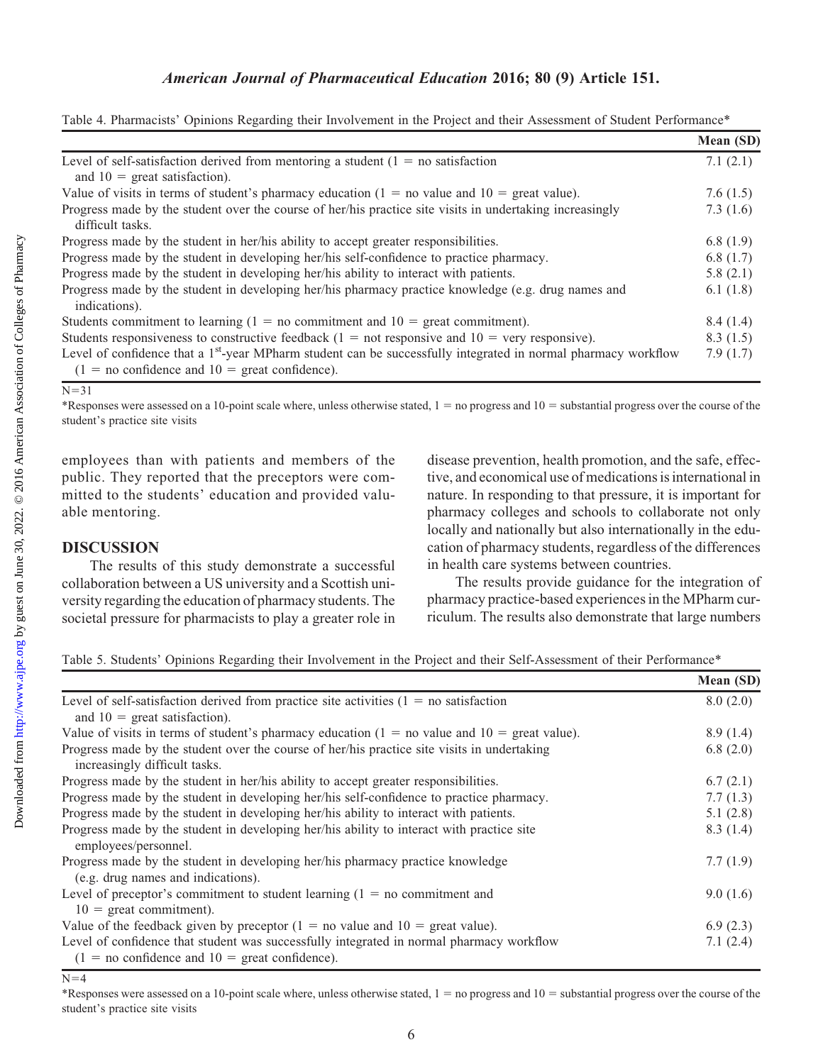Table 4. Pharmacists' Opinions Regarding their Involvement in the Project and their Assessment of Student Performance*

| | Mean (SD) |
|---|---|
| Level of self-satisfaction derived from mentoring a student (1 = no satisfaction and 10 = great satisfaction). | 7.1 (2.1) |
| Value of visits in terms of student's pharmacy education (1 = no value and 10 = great value). | 7.6 (1.5) |
| Progress made by the student over the course of her/his practice site visits in undertaking increasingly difficult tasks. | 7.3 (1.6) |
| Progress made by the student in her/his ability to accept greater responsibilities. | 6.8 (1.9) |
| Progress made by the student in developing her/his self-confidence to practice pharmacy. | 6.8 (1.7) |
| Progress made by the student in developing her/his ability to interact with patients. | 5.8 (2.1) |
| Progress made by the student in developing her/his pharmacy practice knowledge (e.g. drug names and indications). | 6.1 (1.8) |
| Students commitment to learning (1 = no commitment and 10 = great commitment). | 8.4 (1.4) |
| Students responsiveness to constructive feedback (1 = not responsive and 10 = very responsive). | 8.3 (1.5) |
| Level of confidence that a 1st-year MPharm student can be successfully integrated in normal pharmacy workflow (1 = no confidence and 10 = great confidence). | 7.9 (1.7) |

N=31

*Responses were assessed on a 10-point scale where, unless otherwise stated, 1 = no progress and 10 = substantial progress over the course of the student's practice site visits

employees than with patients and members of the public. They reported that the preceptors were committed to the students' education and provided valuable mentoring.

## DISCUSSION

The results of this study demonstrate a successful collaboration between a US university and a Scottish university regarding the education of pharmacy students. The societal pressure for pharmacists to play a greater role in disease prevention, health promotion, and the safe, effective, and economical use of medications is international in nature. In responding to that pressure, it is important for pharmacy colleges and schools to collaborate not only locally and nationally but also internationally in the education of pharmacy students, regardless of the differences in health care systems between countries.

The results provide guidance for the integration of pharmacy practice-based experiences in the MPharm curriculum. The results also demonstrate that large numbers

Table 5. Students' Opinions Regarding their Involvement in the Project and their Self-Assessment of their Performance*

| | Mean (SD) |
|---|---|
| Level of self-satisfaction derived from practice site activities (1 = no satisfaction and 10 = great satisfaction). | 8.0 (2.0) |
| Value of visits in terms of student's pharmacy education (1 = no value and 10 = great value). | 8.9 (1.4) |
| Progress made by the student over the course of her/his practice site visits in undertaking increasingly difficult tasks. | 6.8 (2.0) |
| Progress made by the student in her/his ability to accept greater responsibilities. | 6.7 (2.1) |
| Progress made by the student in developing her/his self-confidence to practice pharmacy. | 7.7 (1.3) |
| Progress made by the student in developing her/his ability to interact with patients. | 5.1 (2.8) |
| Progress made by the student in developing her/his ability to interact with practice site employees/personnel. | 8.3 (1.4) |
| Progress made by the student in developing her/his pharmacy practice knowledge (e.g. drug names and indications). | 7.7 (1.9) |
| Level of preceptor's commitment to student learning (1 = no commitment and 10 = great commitment). | 9.0 (1.6) |
| Value of the feedback given by preceptor (1 = no value and 10 = great value). | 6.9 (2.3) |
| Level of confidence that student was successfully integrated in normal pharmacy workflow (1 = no confidence and 10 = great confidence). | 7.1 (2.4) |

N=4

*Responses were assessed on a 10-point scale where, unless otherwise stated, 1 = no progress and 10 = substantial progress over the course of the student's practice site visits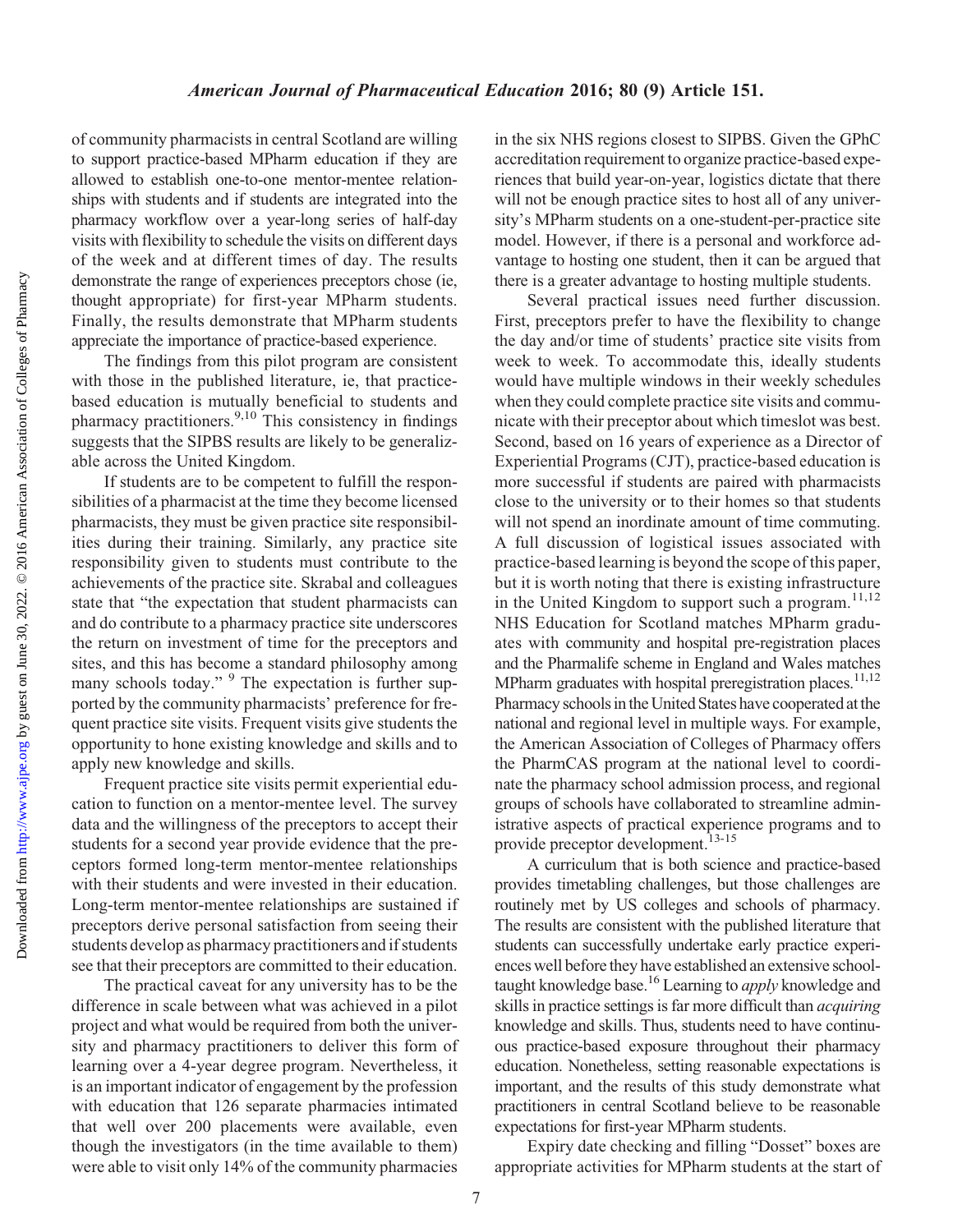of community pharmacists in central Scotland are willing to support practice-based MPharm education if they are allowed to establish one-to-one mentor-mentee relationships with students and if students are integrated into the pharmacy workflow over a year-long series of half-day visits with flexibility to schedule the visits on different days of the week and at different times of day. The results demonstrate the range of experiences preceptors chose (ie, thought appropriate) for first-year MPharm students. Finally, the results demonstrate that MPharm students appreciate the importance of practice-based experience.

The findings from this pilot program are consistent with those in the published literature, ie, that practice-based education is mutually beneficial to students and pharmacy practitioners.[9,10] This consistency in findings suggests that the SIPBS results are likely to be generalizable across the United Kingdom.

If students are to be competent to fulfill the responsibilities of a pharmacist at the time they become licensed pharmacists, they must be given practice site responsibilities during their training. Similarly, any practice site responsibility given to students must contribute to the achievements of the practice site. Skrabal and colleagues state that "the expectation that student pharmacists can and do contribute to a pharmacy practice site underscores the return on investment of time for the preceptors and sites, and this has become a standard philosophy among many schools today." [9] The expectation is further supported by the community pharmacists' preference for frequent practice site visits. Frequent visits give students the opportunity to hone existing knowledge and skills and to apply new knowledge and skills.

Frequent practice site visits permit experiential education to function on a mentor-mentee level. The survey data and the willingness of the preceptors to accept their students for a second year provide evidence that the preceptors formed long-term mentor-mentee relationships with their students and were invested in their education. Long-term mentor-mentee relationships are sustained if preceptors derive personal satisfaction from seeing their students develop as pharmacy practitioners and if students see that their preceptors are committed to their education.

The practical caveat for any university has to be the difference in scale between what was achieved in a pilot project and what would be required from both the university and pharmacy practitioners to deliver this form of learning over a 4-year degree program. Nevertheless, it is an important indicator of engagement by the profession with education that 126 separate pharmacies intimated that well over 200 placements were available, even though the investigators (in the time available to them) were able to visit only 14% of the community pharmacies in the six NHS regions closest to SIPBS. Given the GPhC accreditation requirement to organize practice-based experiences that build year-on-year, logistics dictate that there will not be enough practice sites to host all of any university's MPharm students on a one-student-per-practice site model. However, if there is a personal and workforce advantage to hosting one student, then it can be argued that there is a greater advantage to hosting multiple students.

Several practical issues need further discussion. First, preceptors prefer to have the flexibility to change the day and/or time of students' practice site visits from week to week. To accommodate this, ideally students would have multiple windows in their weekly schedules when they could complete practice site visits and communicate with their preceptor about which timeslot was best. Second, based on 16 years of experience as a Director of Experiential Programs (CJT), practice-based education is more successful if students are paired with pharmacists close to the university or to their homes so that students will not spend an inordinate amount of time commuting. A full discussion of logistical issues associated with practice-based learning is beyond the scope of this paper, but it is worth noting that there is existing infrastructure in the United Kingdom to support such a program.[11,12] NHS Education for Scotland matches MPharm graduates with community and hospital pre-registration places and the Pharmalife scheme in England and Wales matches MPharm graduates with hospital preregistration places.[11,12] Pharmacy schools in the United States have cooperated at the national and regional level in multiple ways. For example, the American Association of Colleges of Pharmacy offers the PharmCAS program at the national level to coordinate the pharmacy school admission process, and regional groups of schools have collaborated to streamline administrative aspects of practical experience programs and to provide preceptor development.[13-15]

A curriculum that is both science and practice-based provides timetabling challenges, but those challenges are routinely met by US colleges and schools of pharmacy. The results are consistent with the published literature that students can successfully undertake early practice experiences well before they have established an extensive school-taught knowledge base.[16] Learning to *apply* knowledge and skills in practice settings is far more difficult than *acquiring* knowledge and skills. Thus, students need to have continuous practice-based exposure throughout their pharmacy education. Nonetheless, setting reasonable expectations is important, and the results of this study demonstrate what practitioners in central Scotland believe to be reasonable expectations for first-year MPharm students.

Expiry date checking and filling "Dosset" boxes are appropriate activities for MPharm students at the start of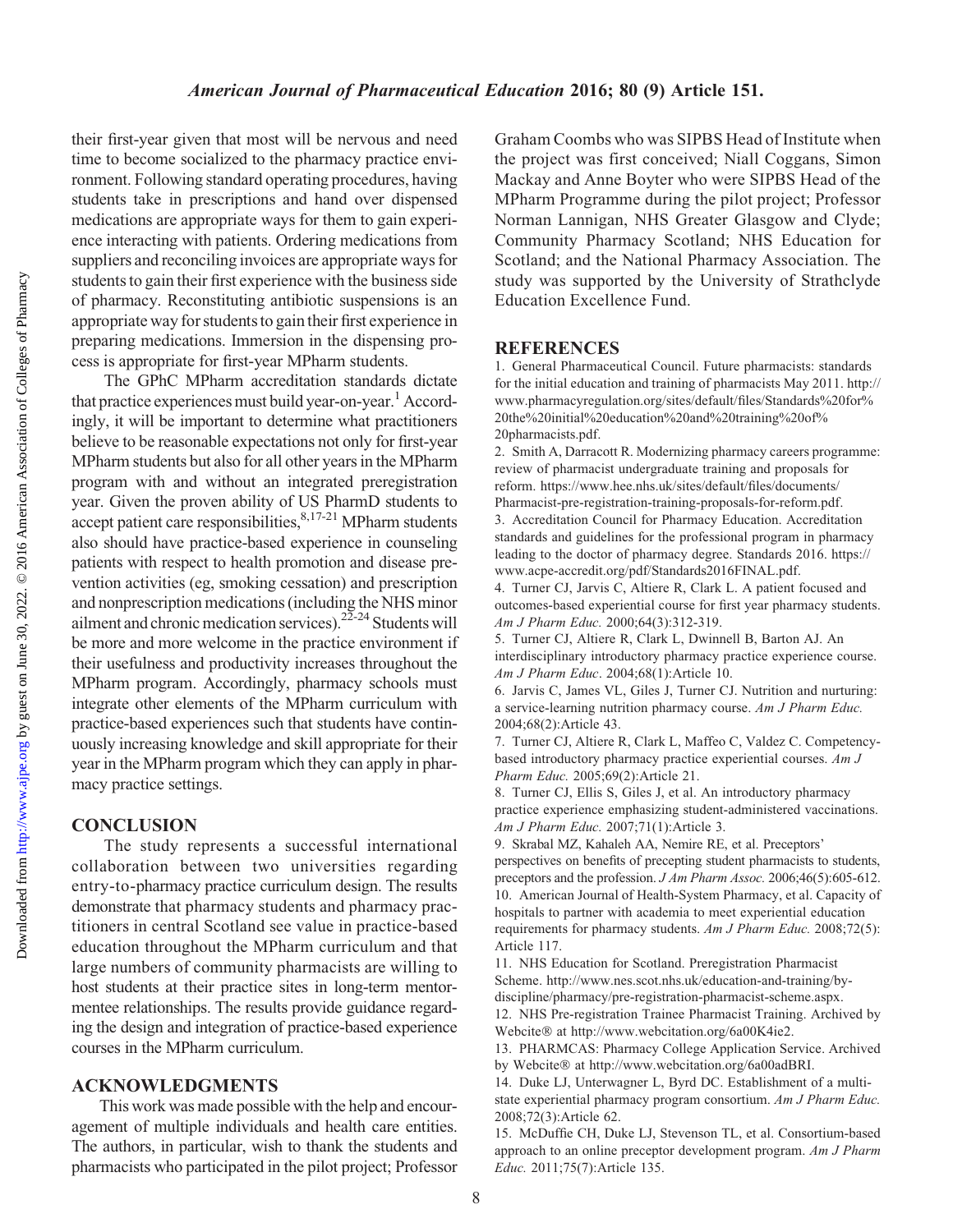their first-year given that most will be nervous and need time to become socialized to the pharmacy practice environment. Following standard operating procedures, having students take in prescriptions and hand over dispensed medications are appropriate ways for them to gain experience interacting with patients. Ordering medications from suppliers and reconciling invoices are appropriate ways for students to gain their first experience with the business side of pharmacy. Reconstituting antibiotic suspensions is an appropriate way for students to gain their first experience in preparing medications. Immersion in the dispensing process is appropriate for first-year MPharm students.

The GPhC MPharm accreditation standards dictate that practice experiences must build year-on-year.[1] Accordingly, it will be important to determine what practitioners believe to be reasonable expectations not only for first-year MPharm students but also for all other years in the MPharm program with and without an integrated preregistration year. Given the proven ability of US PharmD students to accept patient care responsibilities,[8,17-21] MPharm students also should have practice-based experience in counseling patients with respect to health promotion and disease prevention activities (eg, smoking cessation) and prescription and nonprescription medications (including the NHS minor ailment and chronic medication services).[22-24] Students will be more and more welcome in the practice environment if their usefulness and productivity increases throughout the MPharm program. Accordingly, pharmacy schools must integrate other elements of the MPharm curriculum with practice-based experiences such that students have continuously increasing knowledge and skill appropriate for their year in the MPharm program which they can apply in pharmacy practice settings.

## CONCLUSION

The study represents a successful international collaboration between two universities regarding entry-to-pharmacy practice curriculum design. The results demonstrate that pharmacy students and pharmacy practitioners in central Scotland see value in practice-based education throughout the MPharm curriculum and that large numbers of community pharmacists are willing to host students at their practice sites in long-term mentor-mentee relationships. The results provide guidance regarding the design and integration of practice-based experience courses in the MPharm curriculum.

## ACKNOWLEDGMENTS

This work was made possible with the help and encouragement of multiple individuals and health care entities. The authors, in particular, wish to thank the students and pharmacists who participated in the pilot project; Professor Graham Coombs who was SIPBS Head of Institute when the project was first conceived; Niall Coggans, Simon Mackay and Anne Boyter who were SIPBS Head of the MPharm Programme during the pilot project; Professor Norman Lannigan, NHS Greater Glasgow and Clyde; Community Pharmacy Scotland; NHS Education for Scotland; and the National Pharmacy Association. The study was supported by the University of Strathclyde Education Excellence Fund.

## REFERENCES

1. General Pharmaceutical Council. Future pharmacists: standards for the initial education and training of pharmacists May 2011. http://www.pharmacyregulation.org/sites/default/files/Standards%20for%20the%20initial%20education%20and%20training%20of%20pharmacists.pdf.
2. Smith A, Darracott R. Modernizing pharmacy careers programme: review of pharmacist undergraduate training and proposals for reform. https://www.hee.nhs.uk/sites/default/files/documents/Pharmacist-pre-registration-training-proposals-for-reform.pdf.
3. Accreditation Council for Pharmacy Education. Accreditation standards and guidelines for the professional program in pharmacy leading to the doctor of pharmacy degree. Standards 2016. https://www.acpe-accredit.org/pdf/Standards2016FINAL.pdf.
4. Turner CJ, Jarvis C, Altiere R, Clark L. A patient focused and outcomes-based experiential course for first year pharmacy students. *Am J Pharm Educ.* 2000;64(3):312-319.
5. Turner CJ, Altiere R, Clark L, Dwinnell B, Barton AJ. An interdisciplinary introductory pharmacy practice experience course. *Am J Pharm Educ*. 2004;68(1):Article 10.
6. Jarvis C, James VL, Giles J, Turner CJ. Nutrition and nurturing: a service-learning nutrition pharmacy course. *Am J Pharm Educ.* 2004;68(2):Article 43.
7. Turner CJ, Altiere R, Clark L, Maffeo C, Valdez C. Competency-based introductory pharmacy practice experiential courses. *Am J Pharm Educ.* 2005;69(2):Article 21.
8. Turner CJ, Ellis S, Giles J, et al. An introductory pharmacy practice experience emphasizing student-administered vaccinations. *Am J Pharm Educ.* 2007;71(1):Article 3.
9. Skrabal MZ, Kahaleh AA, Nemire RE, et al. Preceptors' perspectives on benefits of precepting student pharmacists to students, preceptors and the profession. *J Am Pharm Assoc.* 2006;46(5):605-612.
10. American Journal of Health-System Pharmacy, et al. Capacity of hospitals to partner with academia to meet experiential education requirements for pharmacy students. *Am J Pharm Educ.* 2008;72(5): Article 117.
11. NHS Education for Scotland. Preregistration Pharmacist Scheme. http://www.nes.scot.nhs.uk/education-and-training/by-discipline/pharmacy/pre-registration-pharmacist-scheme.aspx.
12. NHS Pre-registration Trainee Pharmacist Training. Archived by Webcite® at http://www.webcitation.org/6a00K4ie2.
13. PHARMCAS: Pharmacy College Application Service. Archived by Webcite® at http://www.webcitation.org/6a00adBRI.
14. Duke LJ, Unterwagner L, Byrd DC. Establishment of a multi-state experiential pharmacy program consortium. *Am J Pharm Educ.* 2008;72(3):Article 62.
15. McDuffie CH, Duke LJ, Stevenson TL, et al. Consortium-based approach to an online preceptor development program. *Am J Pharm Educ.* 2011;75(7):Article 135.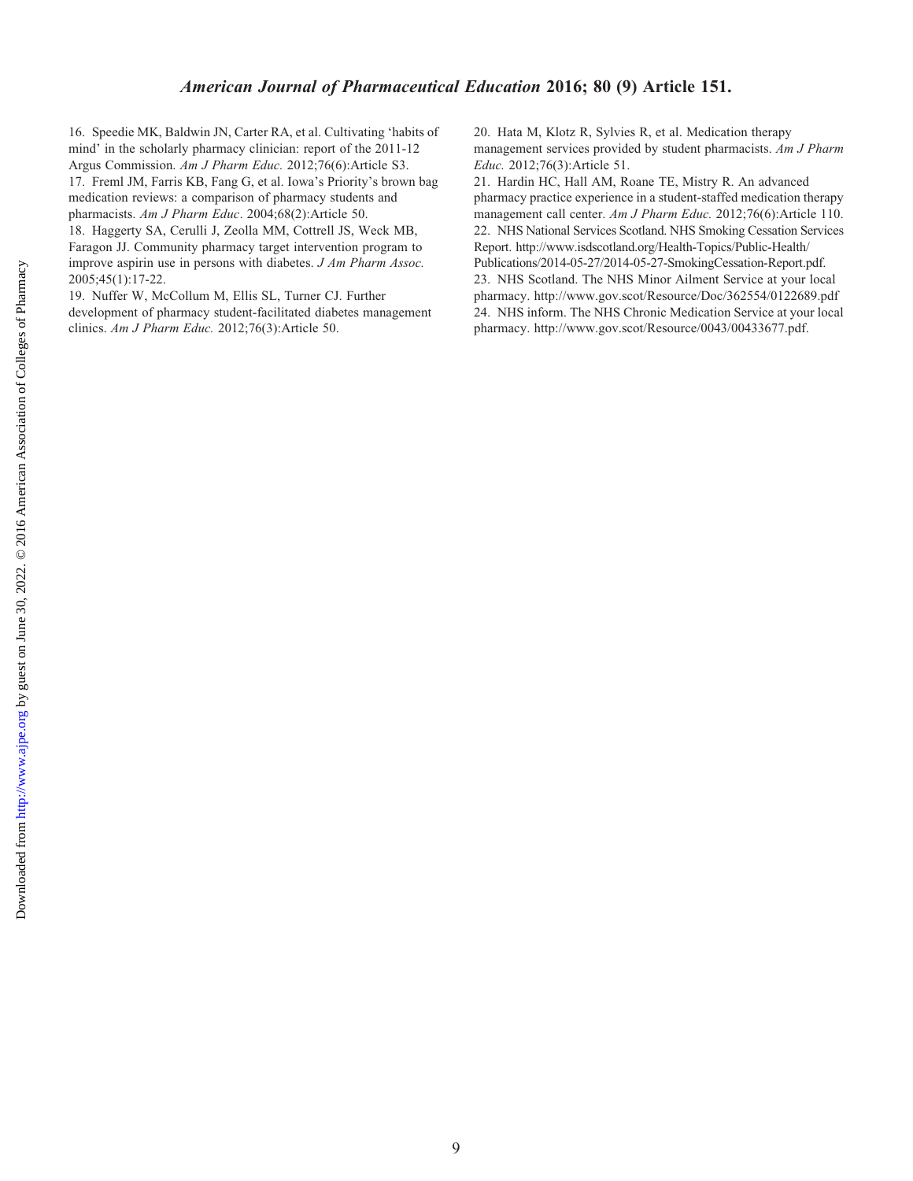16. Speedie MK, Baldwin JN, Carter RA, et al. Cultivating 'habits of mind' in the scholarly pharmacy clinician: report of the 2011-12 Argus Commission. *Am J Pharm Educ.* 2012;76(6):Article S3.

17. Freml JM, Farris KB, Fang G, et al. Iowa's Priority's brown bag medication reviews: a comparison of pharmacy students and pharmacists. *Am J Pharm Educ*. 2004;68(2):Article 50.

18. Haggerty SA, Cerulli J, Zeolla MM, Cottrell JS, Weck MB, Faragon JJ. Community pharmacy target intervention program to improve aspirin use in persons with diabetes. *J Am Pharm Assoc.* 2005;45(1):17-22.

19. Nuffer W, McCollum M, Ellis SL, Turner CJ. Further development of pharmacy student-facilitated diabetes management clinics. *Am J Pharm Educ.* 2012;76(3):Article 50.

20. Hata M, Klotz R, Sylvies R, et al. Medication therapy management services provided by student pharmacists. *Am J Pharm Educ.* 2012;76(3):Article 51.

21. Hardin HC, Hall AM, Roane TE, Mistry R. An advanced pharmacy practice experience in a student-staffed medication therapy management call center. *Am J Pharm Educ.* 2012;76(6):Article 110.

22. NHS National Services Scotland. NHS Smoking Cessation Services Report. http://www.isdscotland.org/Health-Topics/Public-Health/Publications/2014-05-27/2014-05-27-SmokingCessation-Report.pdf.

23. NHS Scotland. The NHS Minor Ailment Service at your local pharmacy. http://www.gov.scot/Resource/Doc/362554/0122689.pdf

24. NHS inform. The NHS Chronic Medication Service at your local pharmacy. http://www.gov.scot/Resource/0043/00433677.pdf.